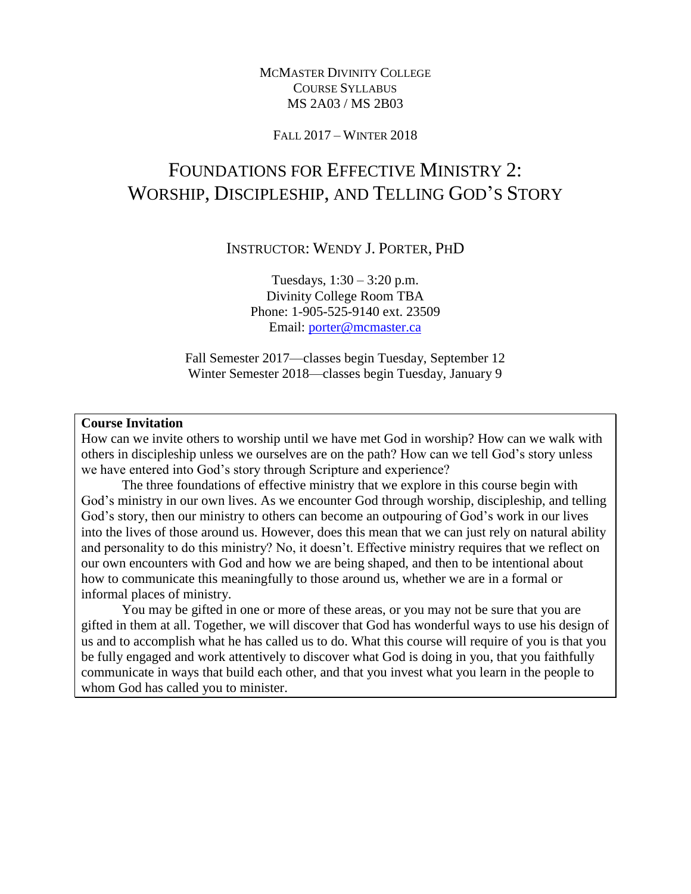McMaster Divinity College
Course Syllabus
MS 2A03 / MS 2B03

Fall 2017 – Winter 2018

# Foundations for Effective Ministry 2: Worship, Discipleship, and Telling God's Story

Instructor: Wendy J. Porter, PhD

Tuesdays, 1:30 – 3:20 p.m.
Divinity College Room TBA
Phone: 1-905-525-9140 ext. 23509
Email: porter@mcmaster.ca

Fall Semester 2017—classes begin Tuesday, September 12
Winter Semester 2018—classes begin Tuesday, January 9

**Course Invitation**

How can we invite others to worship until we have met God in worship? How can we walk with others in discipleship unless we ourselves are on the path? How can we tell God's story unless we have entered into God's story through Scripture and experience?

The three foundations of effective ministry that we explore in this course begin with God's ministry in our own lives. As we encounter God through worship, discipleship, and telling God's story, then our ministry to others can become an outpouring of God's work in our lives into the lives of those around us. However, does this mean that we can just rely on natural ability and personality to do this ministry? No, it doesn't. Effective ministry requires that we reflect on our own encounters with God and how we are being shaped, and then to be intentional about how to communicate this meaningfully to those around us, whether we are in a formal or informal places of ministry.

You may be gifted in one or more of these areas, or you may not be sure that you are gifted in them at all. Together, we will discover that God has wonderful ways to use his design of us and to accomplish what he has called us to do. What this course will require of you is that you be fully engaged and work attentively to discover what God is doing in you, that you faithfully communicate in ways that build each other, and that you invest what you learn in the people to whom God has called you to minister.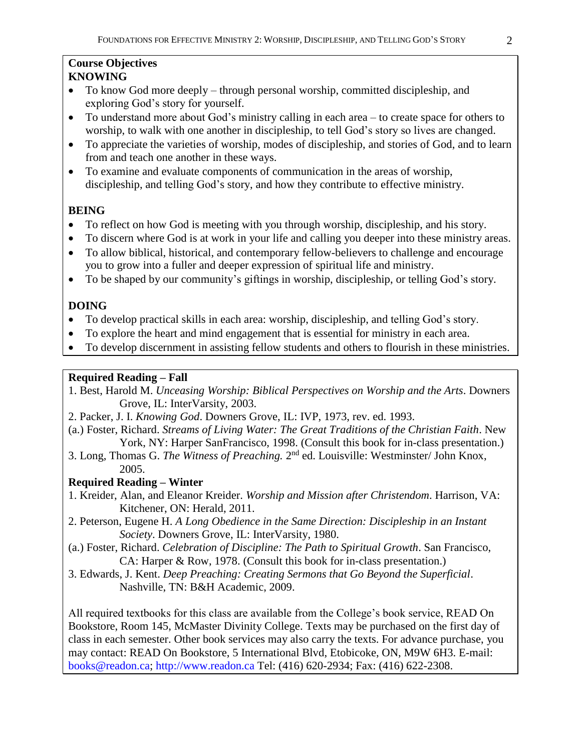**Course Objectives**

**KNOWING**

- To know God more deeply – through personal worship, committed discipleship, and exploring God's story for yourself.
- To understand more about God's ministry calling in each area – to create space for others to worship, to walk with one another in discipleship, to tell God's story so lives are changed.
- To appreciate the varieties of worship, modes of discipleship, and stories of God, and to learn from and teach one another in these ways.
- To examine and evaluate components of communication in the areas of worship, discipleship, and telling God's story, and how they contribute to effective ministry.

**BEING**

- To reflect on how God is meeting with you through worship, discipleship, and his story.
- To discern where God is at work in your life and calling you deeper into these ministry areas.
- To allow biblical, historical, and contemporary fellow-believers to challenge and encourage you to grow into a fuller and deeper expression of spiritual life and ministry.
- To be shaped by our community's giftings in worship, discipleship, or telling God's story.

**DOING**

- To develop practical skills in each area: worship, discipleship, and telling God's story.
- To explore the heart and mind engagement that is essential for ministry in each area.
- To develop discernment in assisting fellow students and others to flourish in these ministries.

**Required Reading – Fall**

1. Best, Harold M. *Unceasing Worship: Biblical Perspectives on Worship and the Arts*. Downers Grove, IL: InterVarsity, 2003.
2. Packer, J. I. *Knowing God*. Downers Grove, IL: IVP, 1973, rev. ed. 1993.

(a.) Foster, Richard. *Streams of Living Water: The Great Traditions of the Christian Faith*. New York, NY: Harper SanFrancisco, 1998. (Consult this book for in-class presentation.)

3. Long, Thomas G. *The Witness of Preaching.* 2nd ed. Louisville: Westminster/ John Knox, 2005.

**Required Reading – Winter**

1. Kreider, Alan, and Eleanor Kreider. *Worship and Mission after Christendom*. Harrison, VA: Kitchener, ON: Herald, 2011.
2. Peterson, Eugene H. *A Long Obedience in the Same Direction: Discipleship in an Instant Society*. Downers Grove, IL: InterVarsity, 1980.

(a.) Foster, Richard. *Celebration of Discipline: The Path to Spiritual Growth*. San Francisco, CA: Harper & Row, 1978. (Consult this book for in-class presentation.)

3. Edwards, J. Kent. *Deep Preaching: Creating Sermons that Go Beyond the Superficial*. Nashville, TN: B&H Academic, 2009.

All required textbooks for this class are available from the College's book service, READ On Bookstore, Room 145, McMaster Divinity College. Texts may be purchased on the first day of class in each semester. Other book services may also carry the texts. For advance purchase, you may contact: READ On Bookstore, 5 International Blvd, Etobicoke, ON, M9W 6H3. E-mail: books@readon.ca; http://www.readon.ca Tel: (416) 620-2934; Fax: (416) 622-2308.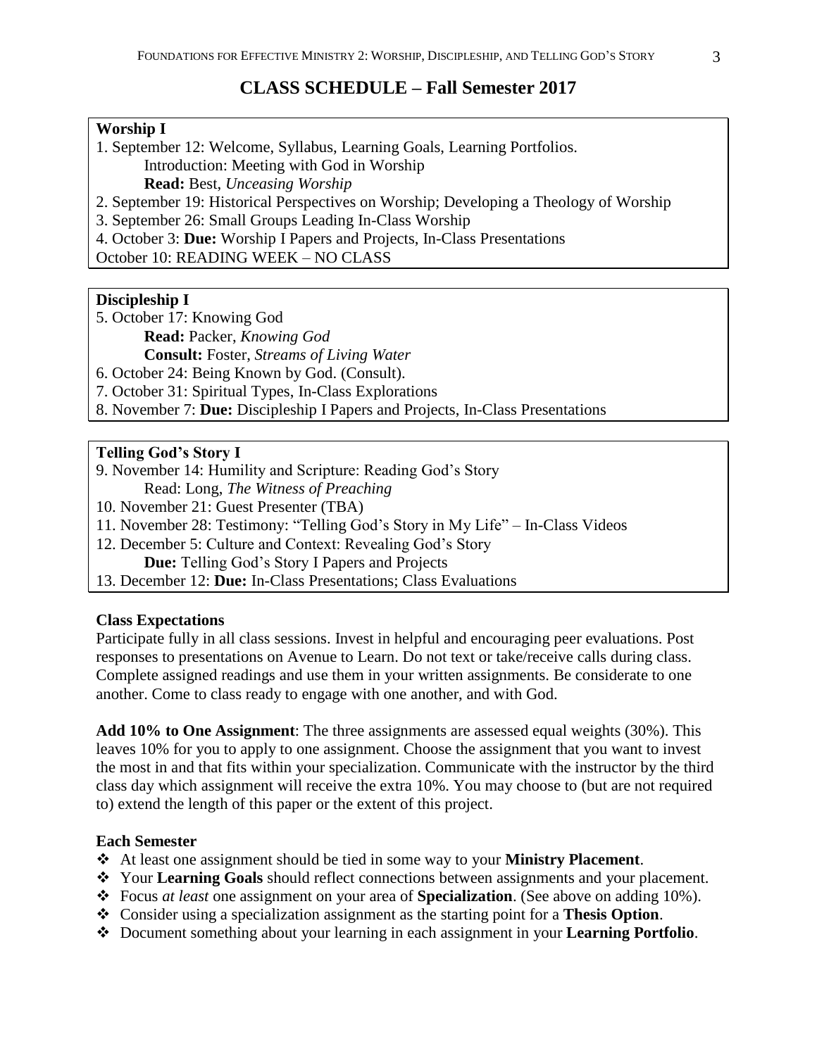## CLASS SCHEDULE – Fall Semester 2017

**Worship I**

1. September 12: Welcome, Syllabus, Learning Goals, Learning Portfolios.
   Introduction: Meeting with God in Worship
   **Read:** Best, *Unceasing Worship*
2. September 19: Historical Perspectives on Worship; Developing a Theology of Worship
3. September 26: Small Groups Leading In-Class Worship
4. October 3: **Due:** Worship I Papers and Projects, In-Class Presentations

October 10: READING WEEK – NO CLASS

**Discipleship I**

5. October 17: Knowing God
   **Read:** Packer, *Knowing God*
   **Consult:** Foster, *Streams of Living Water*
6. October 24: Being Known by God. (Consult).
7. October 31: Spiritual Types, In-Class Explorations
8. November 7: **Due:** Discipleship I Papers and Projects, In-Class Presentations

**Telling God's Story I**

9. November 14: Humility and Scripture: Reading God's Story
   Read: Long, *The Witness of Preaching*
10. November 21: Guest Presenter (TBA)
11. November 28: Testimony: "Telling God's Story in My Life" – In-Class Videos
12. December 5: Culture and Context: Revealing God's Story
    **Due:** Telling God's Story I Papers and Projects
13. December 12: **Due:** In-Class Presentations; Class Evaluations

**Class Expectations**

Participate fully in all class sessions. Invest in helpful and encouraging peer evaluations. Post responses to presentations on Avenue to Learn. Do not text or take/receive calls during class. Complete assigned readings and use them in your written assignments. Be considerate to one another. Come to class ready to engage with one another, and with God.

**Add 10% to One Assignment**: The three assignments are assessed equal weights (30%). This leaves 10% for you to apply to one assignment. Choose the assignment that you want to invest the most in and that fits within your specialization. Communicate with the instructor by the third class day which assignment will receive the extra 10%. You may choose to (but are not required to) extend the length of this paper or the extent of this project.

**Each Semester**

- At least one assignment should be tied in some way to your **Ministry Placement**.
- Your **Learning Goals** should reflect connections between assignments and your placement.
- Focus *at least* one assignment on your area of **Specialization**. (See above on adding 10%).
- Consider using a specialization assignment as the starting point for a **Thesis Option**.
- Document something about your learning in each assignment in your **Learning Portfolio**.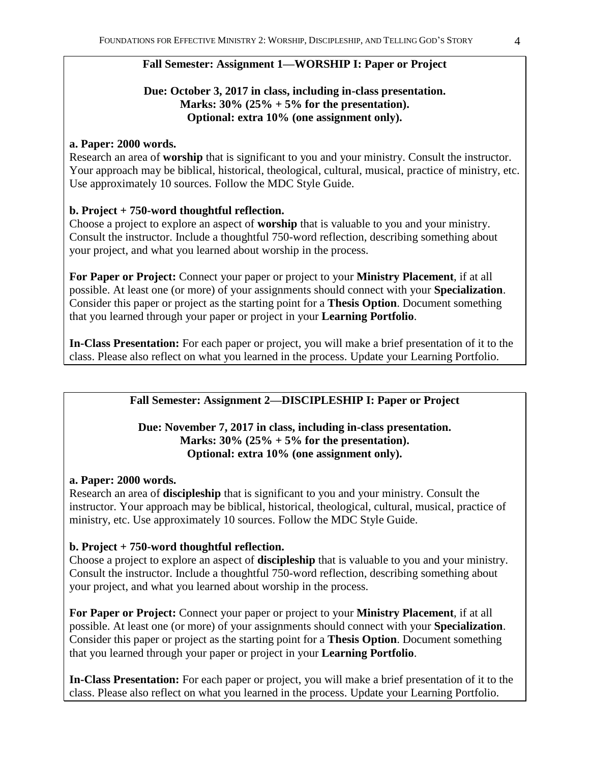## Fall Semester: Assignment 1—WORSHIP I: Paper or Project

**Due: October 3, 2017 in class, including in-class presentation.**
**Marks: 30% (25% + 5% for the presentation).**
**Optional: extra 10% (one assignment only).**

**a. Paper: 2000 words.**
Research an area of **worship** that is significant to you and your ministry. Consult the instructor. Your approach may be biblical, historical, theological, cultural, musical, practice of ministry, etc. Use approximately 10 sources. Follow the MDC Style Guide.

**b. Project + 750-word thoughtful reflection.**
Choose a project to explore an aspect of **worship** that is valuable to you and your ministry. Consult the instructor. Include a thoughtful 750-word reflection, describing something about your project, and what you learned about worship in the process.

**For Paper or Project:** Connect your paper or project to your **Ministry Placement**, if at all possible. At least one (or more) of your assignments should connect with your **Specialization**. Consider this paper or project as the starting point for a **Thesis Option**. Document something that you learned through your paper or project in your **Learning Portfolio**.

**In-Class Presentation:** For each paper or project, you will make a brief presentation of it to the class. Please also reflect on what you learned in the process. Update your Learning Portfolio.

## Fall Semester: Assignment 2—DISCIPLESHIP I: Paper or Project

**Due: November 7, 2017 in class, including in-class presentation.**
**Marks: 30% (25% + 5% for the presentation).**
**Optional: extra 10% (one assignment only).**

**a. Paper: 2000 words.**
Research an area of **discipleship** that is significant to you and your ministry. Consult the instructor. Your approach may be biblical, historical, theological, cultural, musical, practice of ministry, etc. Use approximately 10 sources. Follow the MDC Style Guide.

**b. Project + 750-word thoughtful reflection.**
Choose a project to explore an aspect of **discipleship** that is valuable to you and your ministry. Consult the instructor. Include a thoughtful 750-word reflection, describing something about your project, and what you learned about worship in the process.

**For Paper or Project:** Connect your paper or project to your **Ministry Placement**, if at all possible. At least one (or more) of your assignments should connect with your **Specialization**. Consider this paper or project as the starting point for a **Thesis Option**. Document something that you learned through your paper or project in your **Learning Portfolio**.

**In-Class Presentation:** For each paper or project, you will make a brief presentation of it to the class. Please also reflect on what you learned in the process. Update your Learning Portfolio.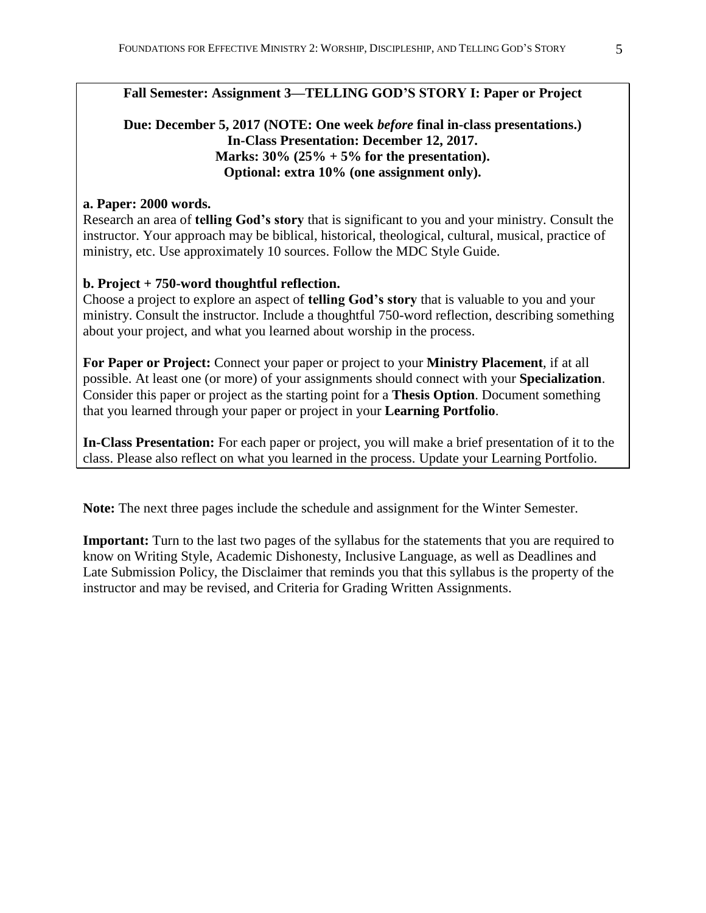**Fall Semester: Assignment 3—TELLING GOD'S STORY I: Paper or Project**

**Due: December 5, 2017 (NOTE: One week *before* final in-class presentations.)**
**In-Class Presentation: December 12, 2017.**
**Marks: 30% (25% + 5% for the presentation).**
**Optional: extra 10% (one assignment only).**

**a. Paper: 2000 words.**
Research an area of **telling God's story** that is significant to you and your ministry. Consult the instructor. Your approach may be biblical, historical, theological, cultural, musical, practice of ministry, etc. Use approximately 10 sources. Follow the MDC Style Guide.

**b. Project + 750-word thoughtful reflection.**
Choose a project to explore an aspect of **telling God's story** that is valuable to you and your ministry. Consult the instructor. Include a thoughtful 750-word reflection, describing something about your project, and what you learned about worship in the process.

**For Paper or Project:** Connect your paper or project to your **Ministry Placement**, if at all possible. At least one (or more) of your assignments should connect with your **Specialization**. Consider this paper or project as the starting point for a **Thesis Option**. Document something that you learned through your paper or project in your **Learning Portfolio**.

**In-Class Presentation:** For each paper or project, you will make a brief presentation of it to the class. Please also reflect on what you learned in the process. Update your Learning Portfolio.

**Note:** The next three pages include the schedule and assignment for the Winter Semester.

**Important:** Turn to the last two pages of the syllabus for the statements that you are required to know on Writing Style, Academic Dishonesty, Inclusive Language, as well as Deadlines and Late Submission Policy, the Disclaimer that reminds you that this syllabus is the property of the instructor and may be revised, and Criteria for Grading Written Assignments.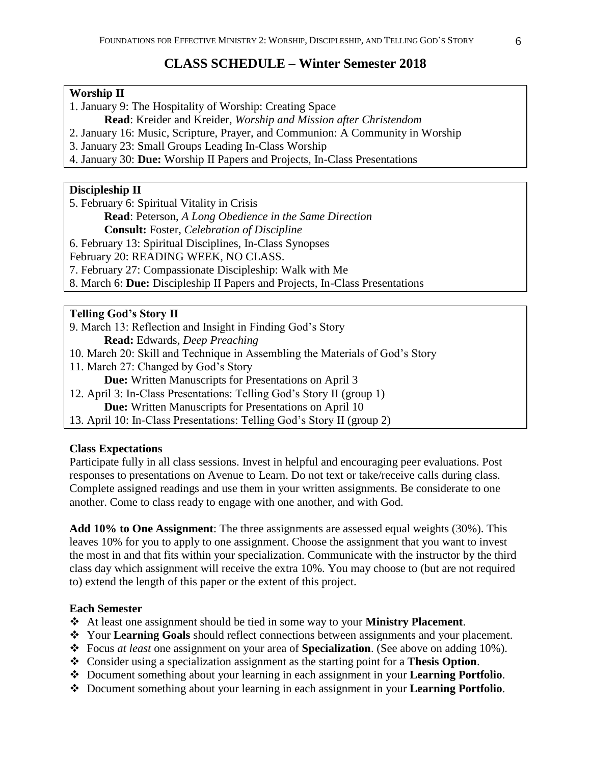## CLASS SCHEDULE – Winter Semester 2018

**Worship II**

1. January 9: The Hospitality of Worship: Creating Space
   **Read**: Kreider and Kreider, *Worship and Mission after Christendom*
2. January 16: Music, Scripture, Prayer, and Communion: A Community in Worship
3. January 23: Small Groups Leading In-Class Worship
4. January 30: **Due:** Worship II Papers and Projects, In-Class Presentations

**Discipleship II**

5. February 6: Spiritual Vitality in Crisis
   **Read**: Peterson, *A Long Obedience in the Same Direction*
   **Consult:** Foster, *Celebration of Discipline*
6. February 13: Spiritual Disciplines, In-Class Synopses

February 20: READING WEEK, NO CLASS.

7. February 27: Compassionate Discipleship: Walk with Me
8. March 6: **Due:** Discipleship II Papers and Projects, In-Class Presentations

**Telling God's Story II**

9. March 13: Reflection and Insight in Finding God's Story
   **Read:** Edwards, *Deep Preaching*
10. March 20: Skill and Technique in Assembling the Materials of God's Story
11. March 27: Changed by God's Story
    **Due:** Written Manuscripts for Presentations on April 3
12. April 3: In-Class Presentations: Telling God's Story II (group 1)
    **Due:** Written Manuscripts for Presentations on April 10
13. April 10: In-Class Presentations: Telling God's Story II (group 2)

**Class Expectations**

Participate fully in all class sessions. Invest in helpful and encouraging peer evaluations. Post responses to presentations on Avenue to Learn. Do not text or take/receive calls during class. Complete assigned readings and use them in your written assignments. Be considerate to one another. Come to class ready to engage with one another, and with God.

**Add 10% to One Assignment**: The three assignments are assessed equal weights (30%). This leaves 10% for you to apply to one assignment. Choose the assignment that you want to invest the most in and that fits within your specialization. Communicate with the instructor by the third class day which assignment will receive the extra 10%. You may choose to (but are not required to) extend the length of this paper or the extent of this project.

**Each Semester**

- At least one assignment should be tied in some way to your **Ministry Placement**.
- Your **Learning Goals** should reflect connections between assignments and your placement.
- Focus *at least* one assignment on your area of **Specialization**. (See above on adding 10%).
- Consider using a specialization assignment as the starting point for a **Thesis Option**.
- Document something about your learning in each assignment in your **Learning Portfolio**.
- Document something about your learning in each assignment in your **Learning Portfolio**.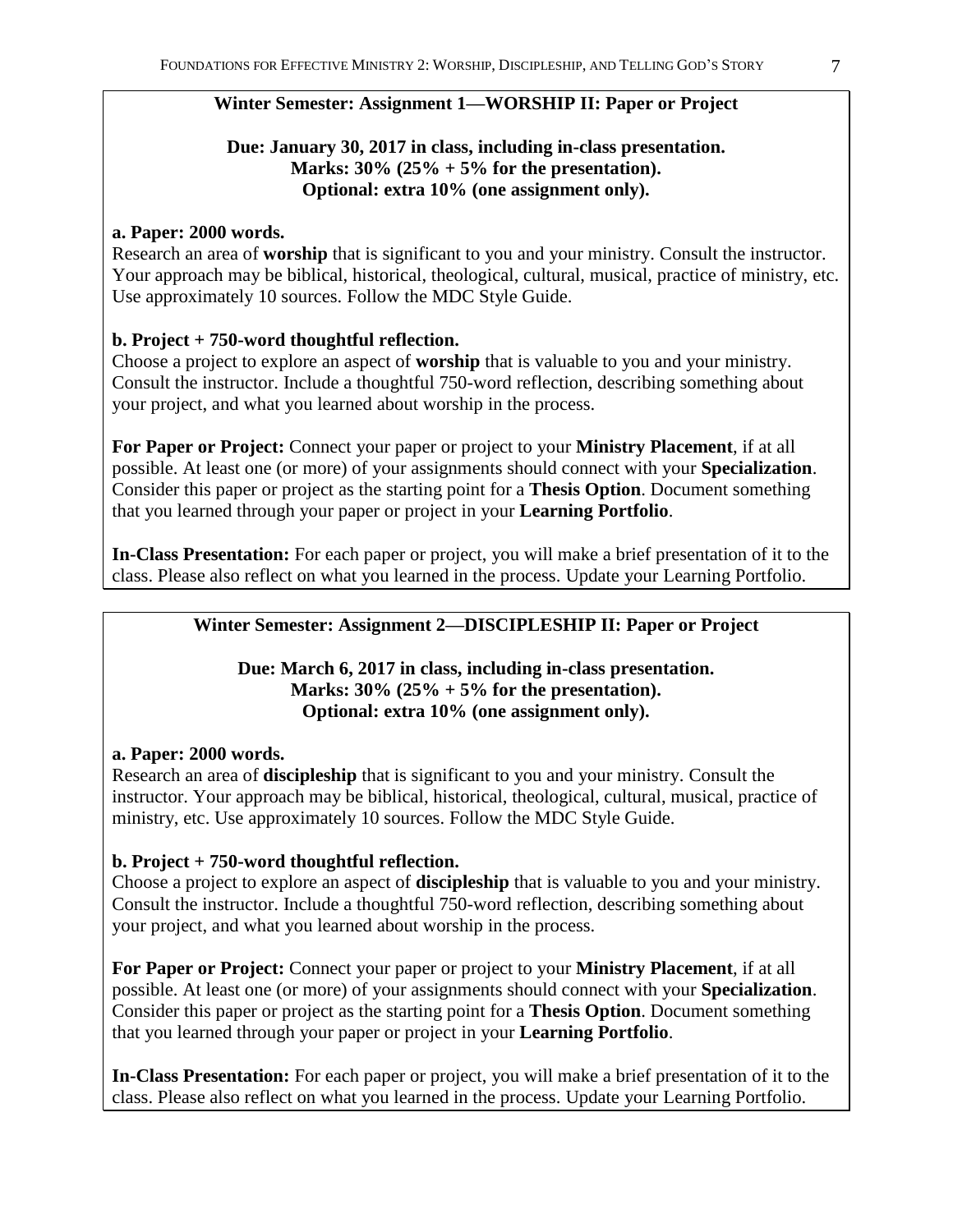## Winter Semester: Assignment 1—WORSHIP II: Paper or Project

**Due: January 30, 2017 in class, including in-class presentation.**
**Marks: 30% (25% + 5% for the presentation).**
**Optional: extra 10% (one assignment only).**

**a. Paper: 2000 words.**
Research an area of **worship** that is significant to you and your ministry. Consult the instructor. Your approach may be biblical, historical, theological, cultural, musical, practice of ministry, etc. Use approximately 10 sources. Follow the MDC Style Guide.

**b. Project + 750-word thoughtful reflection.**
Choose a project to explore an aspect of **worship** that is valuable to you and your ministry. Consult the instructor. Include a thoughtful 750-word reflection, describing something about your project, and what you learned about worship in the process.

**For Paper or Project:** Connect your paper or project to your **Ministry Placement**, if at all possible. At least one (or more) of your assignments should connect with your **Specialization**. Consider this paper or project as the starting point for a **Thesis Option**. Document something that you learned through your paper or project in your **Learning Portfolio**.

**In-Class Presentation:** For each paper or project, you will make a brief presentation of it to the class. Please also reflect on what you learned in the process. Update your Learning Portfolio.

## Winter Semester: Assignment 2—DISCIPLESHIP II: Paper or Project

**Due: March 6, 2017 in class, including in-class presentation.**
**Marks: 30% (25% + 5% for the presentation).**
**Optional: extra 10% (one assignment only).**

**a. Paper: 2000 words.**
Research an area of **discipleship** that is significant to you and your ministry. Consult the instructor. Your approach may be biblical, historical, theological, cultural, musical, practice of ministry, etc. Use approximately 10 sources. Follow the MDC Style Guide.

**b. Project + 750-word thoughtful reflection.**
Choose a project to explore an aspect of **discipleship** that is valuable to you and your ministry. Consult the instructor. Include a thoughtful 750-word reflection, describing something about your project, and what you learned about worship in the process.

**For Paper or Project:** Connect your paper or project to your **Ministry Placement**, if at all possible. At least one (or more) of your assignments should connect with your **Specialization**. Consider this paper or project as the starting point for a **Thesis Option**. Document something that you learned through your paper or project in your **Learning Portfolio**.

**In-Class Presentation:** For each paper or project, you will make a brief presentation of it to the class. Please also reflect on what you learned in the process. Update your Learning Portfolio.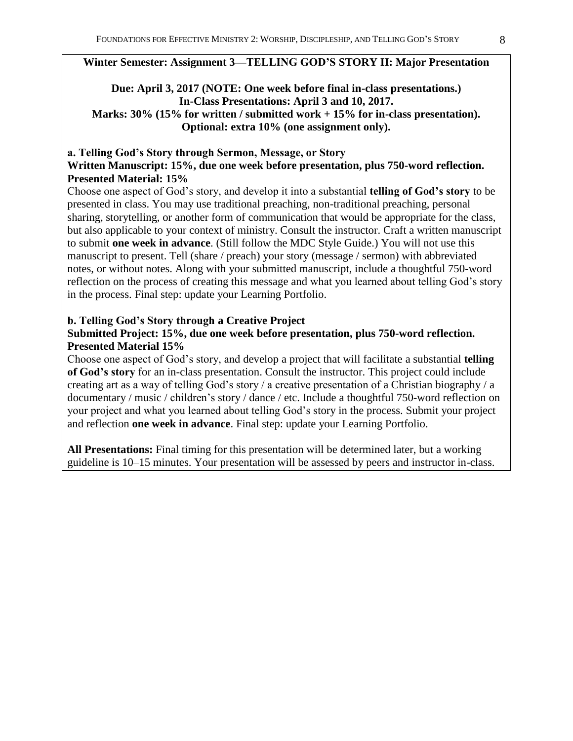## Winter Semester: Assignment 3—TELLING GOD'S STORY II: Major Presentation

**Due: April 3, 2017 (NOTE: One week before final in-class presentations.)**
**In-Class Presentations: April 3 and 10, 2017.**
**Marks: 30% (15% for written / submitted work + 15% for in-class presentation).**
**Optional: extra 10% (one assignment only).**

### a. Telling God's Story through Sermon, Message, or Story

**Written Manuscript: 15%, due one week before presentation, plus 750-word reflection.**
**Presented Material: 15%**

Choose one aspect of God's story, and develop it into a substantial **telling of God's story** to be presented in class. You may use traditional preaching, non-traditional preaching, personal sharing, storytelling, or another form of communication that would be appropriate for the class, but also applicable to your context of ministry. Consult the instructor. Craft a written manuscript to submit **one week in advance**. (Still follow the MDC Style Guide.) You will not use this manuscript to present. Tell (share / preach) your story (message / sermon) with abbreviated notes, or without notes. Along with your submitted manuscript, include a thoughtful 750-word reflection on the process of creating this message and what you learned about telling God's story in the process. Final step: update your Learning Portfolio.

### b. Telling God's Story through a Creative Project

**Submitted Project: 15%, due one week before presentation, plus 750-word reflection.**
**Presented Material 15%**

Choose one aspect of God's story, and develop a project that will facilitate a substantial **telling of God's story** for an in-class presentation. Consult the instructor. This project could include creating art as a way of telling God's story / a creative presentation of a Christian biography / a documentary / music / children's story / dance / etc. Include a thoughtful 750-word reflection on your project and what you learned about telling God's story in the process. Submit your project and reflection **one week in advance**. Final step: update your Learning Portfolio.

**All Presentations:** Final timing for this presentation will be determined later, but a working guideline is 10–15 minutes. Your presentation will be assessed by peers and instructor in-class.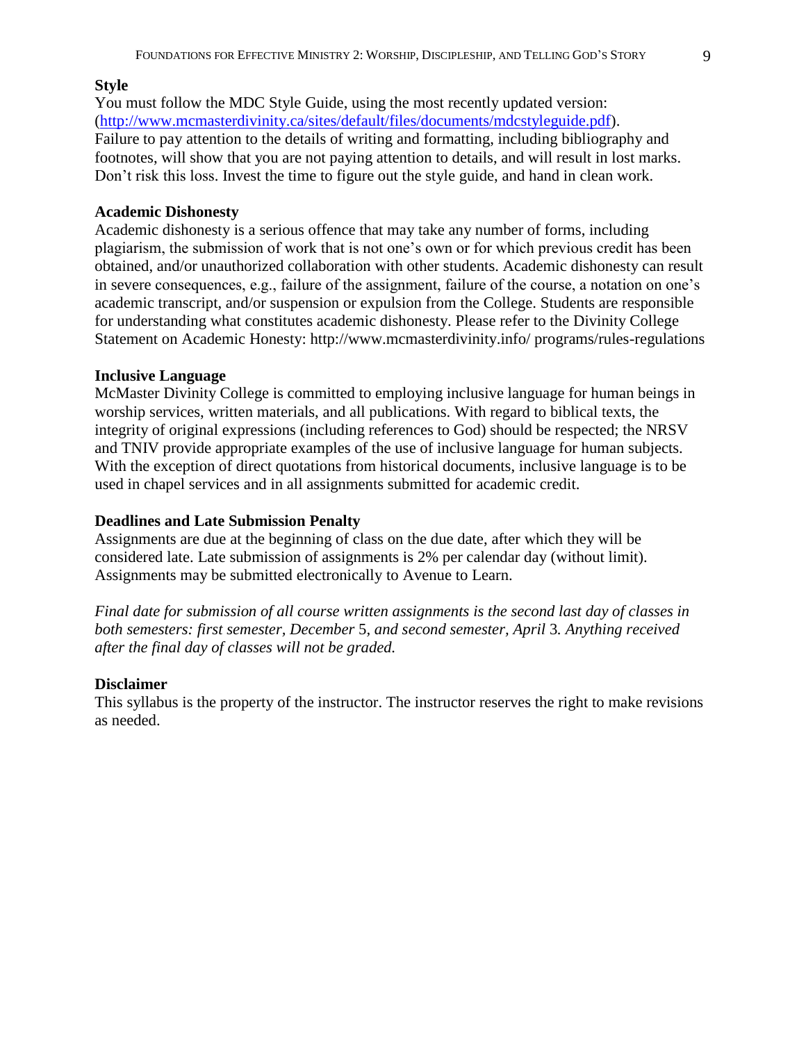### Style

You must follow the MDC Style Guide, using the most recently updated version: ([http://www.mcmasterdivinity.ca/sites/default/files/documents/mdcstyleguide.pdf](http://www.mcmasterdivinity.ca/sites/default/files/documents/mdcstyleguide.pdf)). Failure to pay attention to the details of writing and formatting, including bibliography and footnotes, will show that you are not paying attention to details, and will result in lost marks. Don't risk this loss. Invest the time to figure out the style guide, and hand in clean work.

### Academic Dishonesty

Academic dishonesty is a serious offence that may take any number of forms, including plagiarism, the submission of work that is not one's own or for which previous credit has been obtained, and/or unauthorized collaboration with other students. Academic dishonesty can result in severe consequences, e.g., failure of the assignment, failure of the course, a notation on one's academic transcript, and/or suspension or expulsion from the College. Students are responsible for understanding what constitutes academic dishonesty. Please refer to the Divinity College Statement on Academic Honesty: http://www.mcmasterdivinity.info/ programs/rules-regulations

### Inclusive Language

McMaster Divinity College is committed to employing inclusive language for human beings in worship services, written materials, and all publications. With regard to biblical texts, the integrity of original expressions (including references to God) should be respected; the NRSV and TNIV provide appropriate examples of the use of inclusive language for human subjects. With the exception of direct quotations from historical documents, inclusive language is to be used in chapel services and in all assignments submitted for academic credit.

### Deadlines and Late Submission Penalty

Assignments are due at the beginning of class on the due date, after which they will be considered late. Late submission of assignments is 2% per calendar day (without limit). Assignments may be submitted electronically to Avenue to Learn.

*Final date for submission of all course written assignments is the second last day of classes in both semesters: first semester, December* 5*, and second semester, April* 3*. Anything received after the final day of classes will not be graded.*

### Disclaimer

This syllabus is the property of the instructor. The instructor reserves the right to make revisions as needed.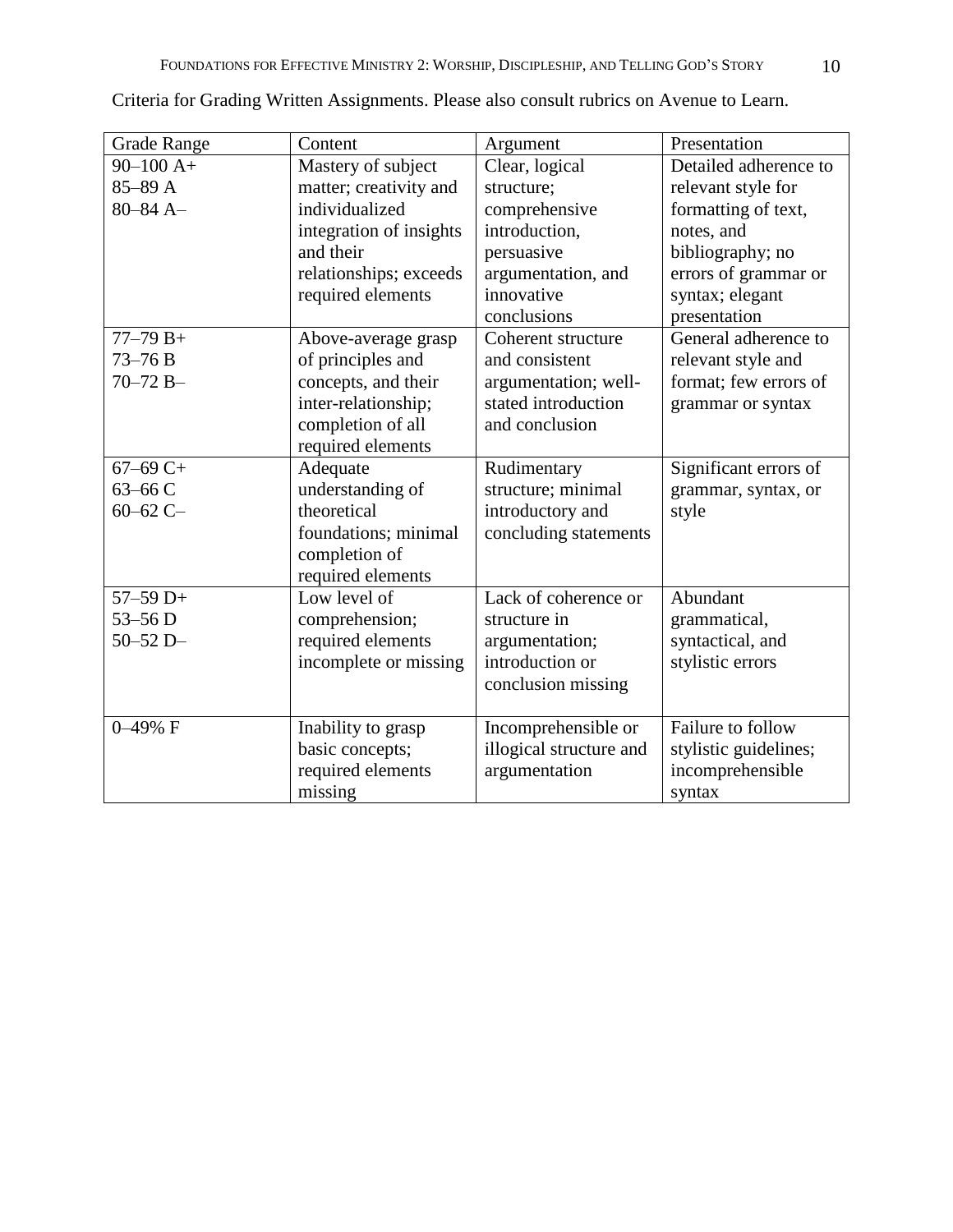Criteria for Grading Written Assignments. Please also consult rubrics on Avenue to Learn.

| Grade Range | Content | Argument | Presentation |
|---|---|---|---|
| 90–100 A+<br>85–89 A<br>80–84 A– | Mastery of subject matter; creativity and individualized integration of insights and their relationships; exceeds required elements | Clear, logical structure; comprehensive introduction, persuasive argumentation, and innovative conclusions | Detailed adherence to relevant style for formatting of text, notes, and bibliography; no errors of grammar or syntax; elegant presentation |
| 77–79 B+<br>73–76 B<br>70–72 B– | Above-average grasp of principles and concepts, and their inter-relationship; completion of all required elements | Coherent structure and consistent argumentation; well-stated introduction and conclusion | General adherence to relevant style and format; few errors of grammar or syntax |
| 67–69 C+<br>63–66 C<br>60–62 C– | Adequate understanding of theoretical foundations; minimal completion of required elements | Rudimentary structure; minimal introductory and concluding statements | Significant errors of grammar, syntax, or style |
| 57–59 D+<br>53–56 D<br>50–52 D– | Low level of comprehension; required elements incomplete or missing | Lack of coherence or structure in argumentation; introduction or conclusion missing | Abundant grammatical, syntactical, and stylistic errors |
| 0–49% F | Inability to grasp basic concepts; required elements missing | Incomprehensible or illogical structure and argumentation | Failure to follow stylistic guidelines; incomprehensible syntax |